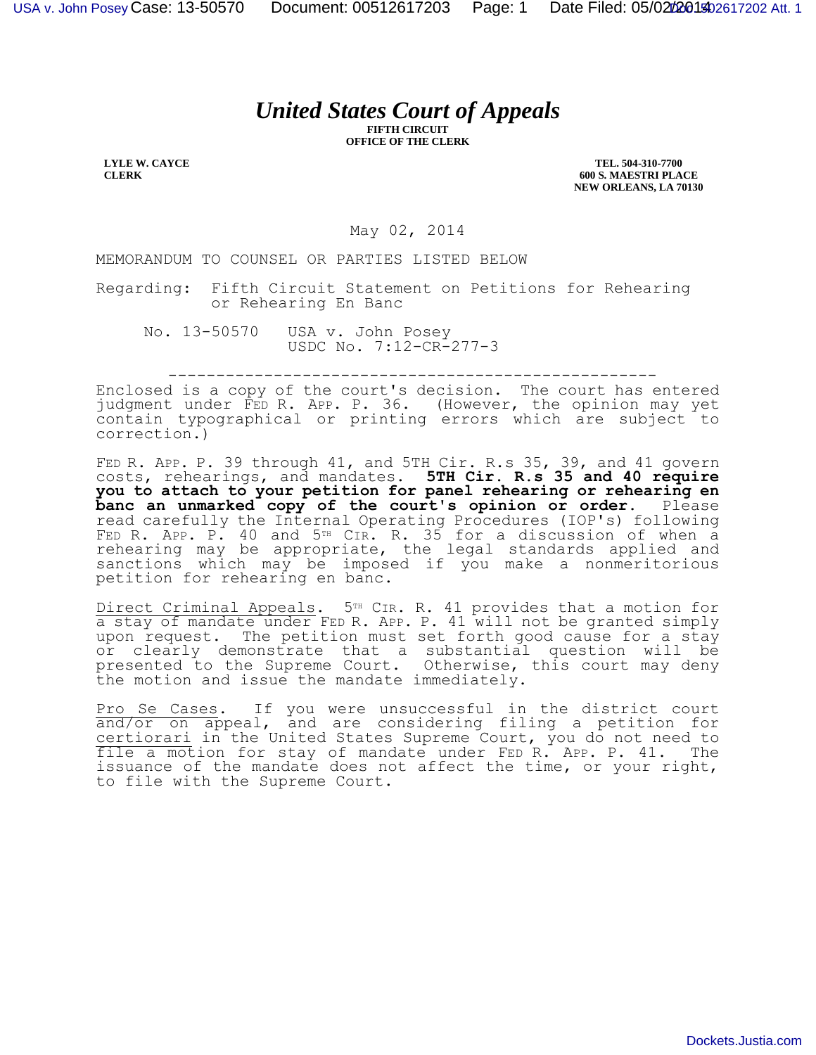# *United States Court of Appeals*

**FIFTH CIRCUIT**
**OFFICE OF THE CLERK**

**LYLE W. CAYCE**
**CLERK**

**TEL. 504-310-7700**
**600 S. MAESTRI PLACE**
**NEW ORLEANS, LA 70130**

May 02, 2014

MEMORANDUM TO COUNSEL OR PARTIES LISTED BELOW

Regarding: Fifth Circuit Statement on Petitions for Rehearing or Rehearing En Banc

No. 13-50570 USA v. John Posey
USDC No. 7:12-CR-277-3

---

Enclosed is a copy of the court's decision. The court has entered judgment under FED R. APP. P. 36. (However, the opinion may yet contain typographical or printing errors which are subject to correction.)

FED R. APP. P. 39 through 41, and 5TH Cir. R.s 35, 39, and 41 govern costs, rehearings, and mandates. **5TH Cir. R.s 35 and 40 require you to attach to your petition for panel rehearing or rehearing en banc an unmarked copy of the court's opinion or order.** Please read carefully the Internal Operating Procedures (IOP's) following FED R. APP. P. 40 and 5TH CIR. R. 35 for a discussion of when a rehearing may be appropriate, the legal standards applied and sanctions which may be imposed if you make a nonmeritorious petition for rehearing en banc.

Direct Criminal Appeals. 5TH CIR. R. 41 provides that a motion for a stay of mandate under FED R. APP. P. 41 will not be granted simply upon request. The petition must set forth good cause for a stay or clearly demonstrate that a substantial question will be presented to the Supreme Court. Otherwise, this court may deny the motion and issue the mandate immediately.

Pro Se Cases. If you were unsuccessful in the district court and/or on appeal, and are considering filing a petition for certiorari in the United States Supreme Court, you do not need to file a motion for stay of mandate under FED R. APP. P. 41. The issuance of the mandate does not affect the time, or your right, to file with the Supreme Court.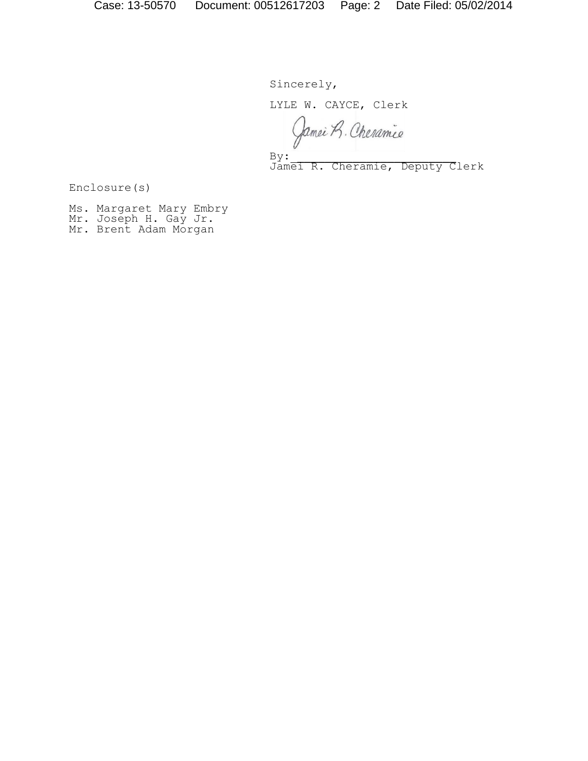Sincerely,

LYLE W. CAYCE, Clerk

By: ____________________
Jamei R. Cheramie, Deputy Clerk

Enclosure(s)

Ms. Margaret Mary Embry
Mr. Joseph H. Gay Jr.
Mr. Brent Adam Morgan